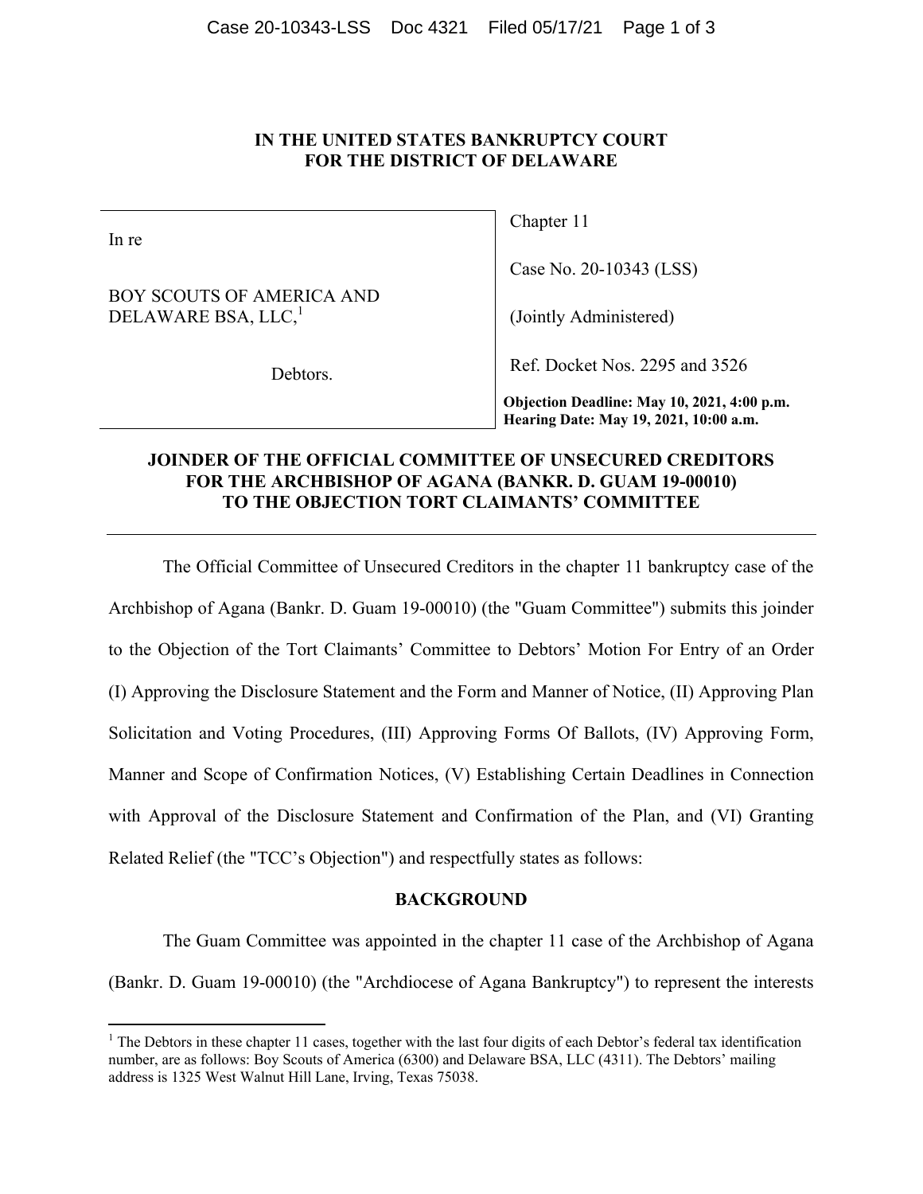# IN THE UNITED STATES BANKRUPTCY COURT FOR THE DISTRICT OF DELAWARE

| | |
|---|---|
| In re<br><br>BOY SCOUTS OF AMERICA AND DELAWARE BSA, LLC,[1]<br><br>Debtors. | Chapter 11<br><br>Case No. 20-10343 (LSS)<br><br>(Jointly Administered)<br><br>Ref. Docket Nos. 2295 and 3526<br><br>**Objection Deadline: May 10, 2021, 4:00 p.m.**<br>**Hearing Date: May 19, 2021, 10:00 a.m.** |

## JOINDER OF THE OFFICIAL COMMITTEE OF UNSECURED CREDITORS FOR THE ARCHBISHOP OF AGANA (BANKR. D. GUAM 19-00010) TO THE OBJECTION TORT CLAIMANTS' COMMITTEE

The Official Committee of Unsecured Creditors in the chapter 11 bankruptcy case of the Archbishop of Agana (Bankr. D. Guam 19-00010) (the "Guam Committee") submits this joinder to the Objection of the Tort Claimants' Committee to Debtors' Motion For Entry of an Order (I) Approving the Disclosure Statement and the Form and Manner of Notice, (II) Approving Plan Solicitation and Voting Procedures, (III) Approving Forms Of Ballots, (IV) Approving Form, Manner and Scope of Confirmation Notices, (V) Establishing Certain Deadlines in Connection with Approval of the Disclosure Statement and Confirmation of the Plan, and (VI) Granting Related Relief (the "TCC's Objection") and respectfully states as follows:

### BACKGROUND

The Guam Committee was appointed in the chapter 11 case of the Archbishop of Agana (Bankr. D. Guam 19-00010) (the "Archdiocese of Agana Bankruptcy") to represent the interests

---

[1] The Debtors in these chapter 11 cases, together with the last four digits of each Debtor's federal tax identification number, are as follows: Boy Scouts of America (6300) and Delaware BSA, LLC (4311). The Debtors' mailing address is 1325 West Walnut Hill Lane, Irving, Texas 75038.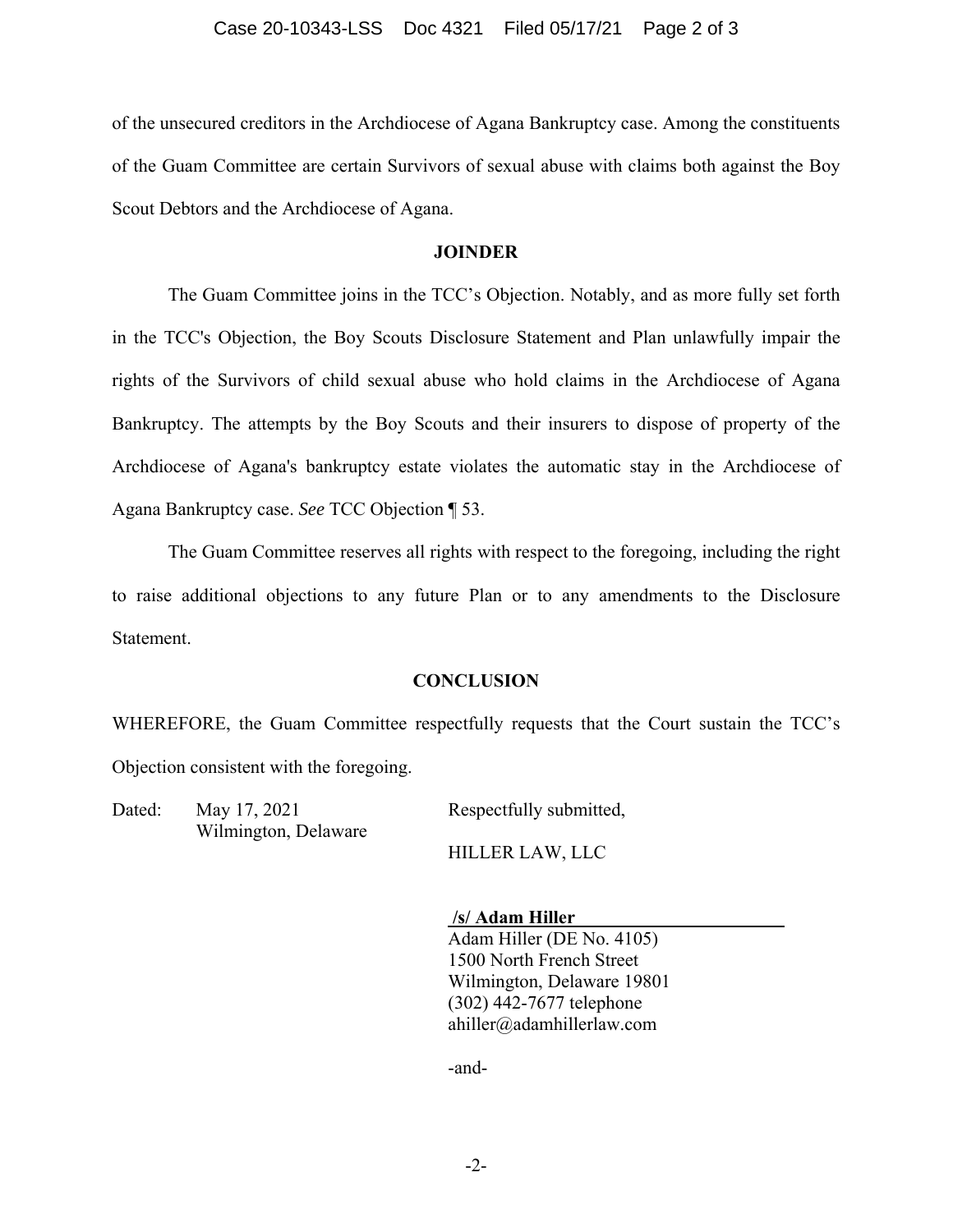of the unsecured creditors in the Archdiocese of Agana Bankruptcy case. Among the constituents of the Guam Committee are certain Survivors of sexual abuse with claims both against the Boy Scout Debtors and the Archdiocese of Agana.

## JOINDER

The Guam Committee joins in the TCC's Objection. Notably, and as more fully set forth in the TCC's Objection, the Boy Scouts Disclosure Statement and Plan unlawfully impair the rights of the Survivors of child sexual abuse who hold claims in the Archdiocese of Agana Bankruptcy. The attempts by the Boy Scouts and their insurers to dispose of property of the Archdiocese of Agana's bankruptcy estate violates the automatic stay in the Archdiocese of Agana Bankruptcy case. *See* TCC Objection ¶ 53.

The Guam Committee reserves all rights with respect to the foregoing, including the right to raise additional objections to any future Plan or to any amendments to the Disclosure Statement.

## CONCLUSION

WHEREFORE, the Guam Committee respectfully requests that the Court sustain the TCC's Objection consistent with the foregoing.

Dated: May 17, 2021
Wilmington, Delaware

Respectfully submitted,

HILLER LAW, LLC

**/s/ Adam Hiller**
Adam Hiller (DE No. 4105)
1500 North French Street
Wilmington, Delaware 19801
(302) 442-7677 telephone
ahiller@adamhillerlaw.com

-and-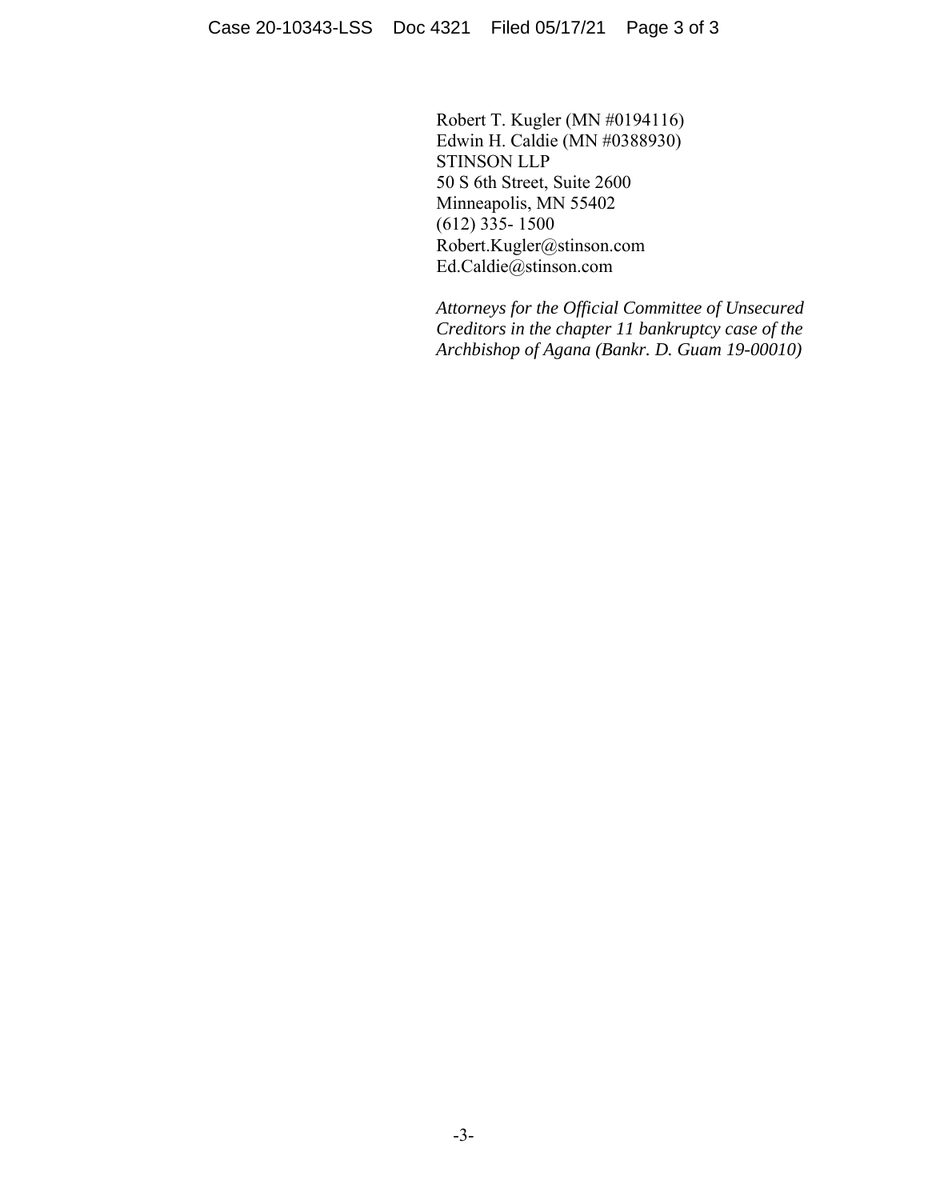Robert T. Kugler (MN #0194116)
Edwin H. Caldie (MN #0388930)
STINSON LLP
50 S 6th Street, Suite 2600
Minneapolis, MN 55402
(612) 335- 1500
Robert.Kugler@stinson.com
Ed.Caldie@stinson.com

*Attorneys for the Official Committee of Unsecured Creditors in the chapter 11 bankruptcy case of the Archbishop of Agana (Bankr. D. Guam 19-00010)*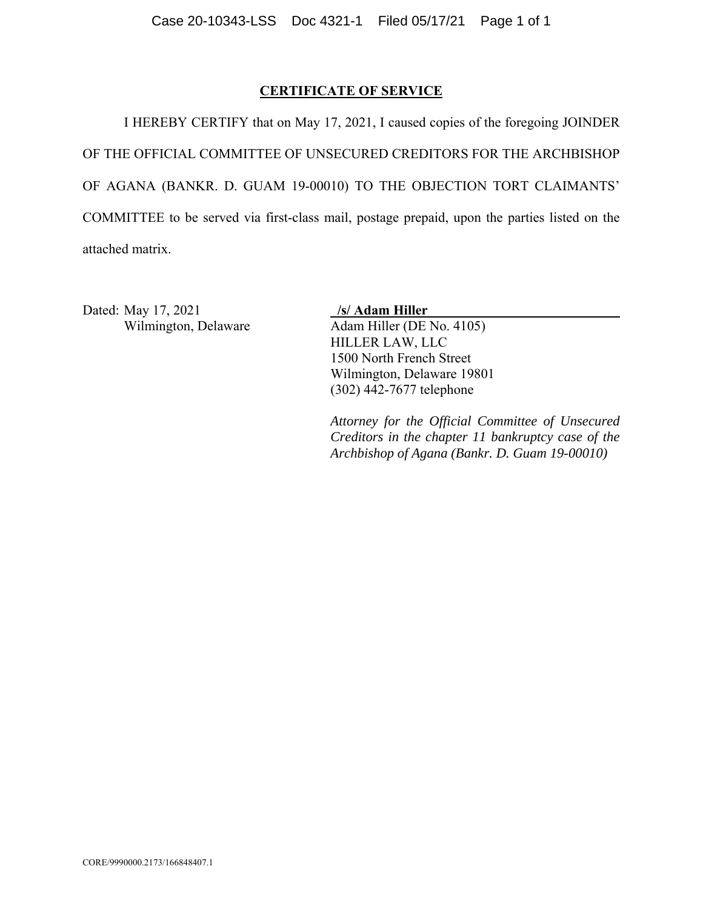## CERTIFICATE OF SERVICE

I HEREBY CERTIFY that on May 17, 2021, I caused copies of the foregoing JOINDER OF THE OFFICIAL COMMITTEE OF UNSECURED CREDITORS FOR THE ARCHBISHOP OF AGANA (BANKR. D. GUAM 19-00010) TO THE OBJECTION TORT CLAIMANTS' COMMITTEE to be served via first-class mail, postage prepaid, upon the parties listed on the attached matrix.

Dated: May 17, 2021
Wilmington, Delaware

**/s/ Adam Hiller**
Adam Hiller (DE No. 4105)
HILLER LAW, LLC
1500 North French Street
Wilmington, Delaware 19801
(302) 442-7677 telephone

*Attorney for the Official Committee of Unsecured Creditors in the chapter 11 bankruptcy case of the Archbishop of Agana (Bankr. D. Guam 19-00010)*

CORE/9990000.2173/166848407.1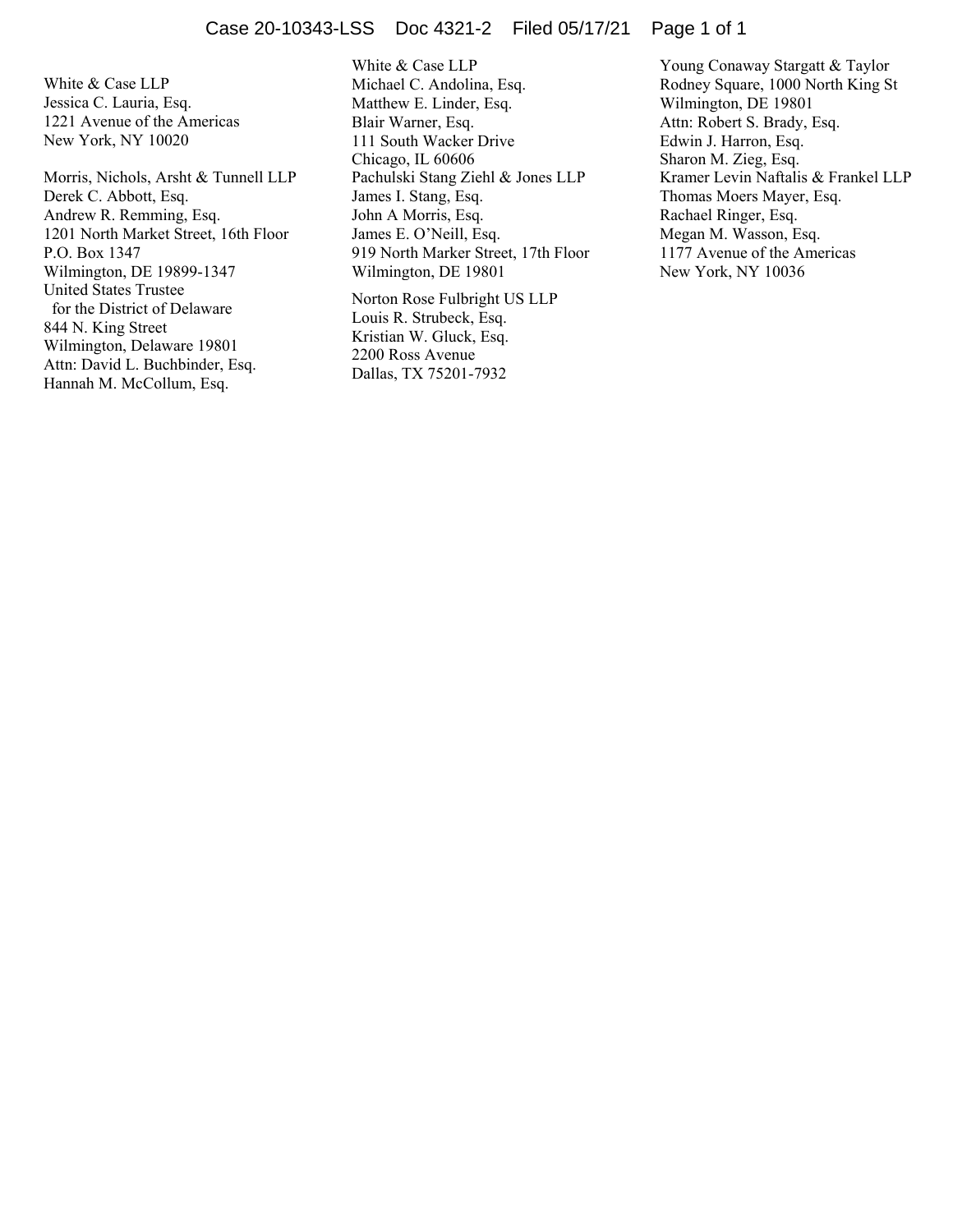White & Case LLP
Jessica C. Lauria, Esq.
1221 Avenue of the Americas
New York, NY 10020

Morris, Nichols, Arsht & Tunnell LLP
Derek C. Abbott, Esq.
Andrew R. Remming, Esq.
1201 North Market Street, 16th Floor
P.O. Box 1347
Wilmington, DE 19899-1347

United States Trustee
for the District of Delaware
844 N. King Street
Wilmington, Delaware 19801
Attn: David L. Buchbinder, Esq.
Hannah M. McCollum, Esq.

White & Case LLP
Michael C. Andolina, Esq.
Matthew E. Linder, Esq.
Blair Warner, Esq.
111 South Wacker Drive
Chicago, IL 60606

Pachulski Stang Ziehl & Jones LLP
James I. Stang, Esq.
John A Morris, Esq.
James E. O'Neill, Esq.
919 North Marker Street, 17th Floor
Wilmington, DE 19801

Norton Rose Fulbright US LLP
Louis R. Strubeck, Esq.
Kristian W. Gluck, Esq.
2200 Ross Avenue
Dallas, TX 75201-7932

Young Conaway Stargatt & Taylor
Rodney Square, 1000 North King St
Wilmington, DE 19801
Attn: Robert S. Brady, Esq.
Edwin J. Harron, Esq.
Sharon M. Zieg, Esq.

Kramer Levin Naftalis & Frankel LLP
Thomas Moers Mayer, Esq.
Rachael Ringer, Esq.
Megan M. Wasson, Esq.
1177 Avenue of the Americas
New York, NY 10036